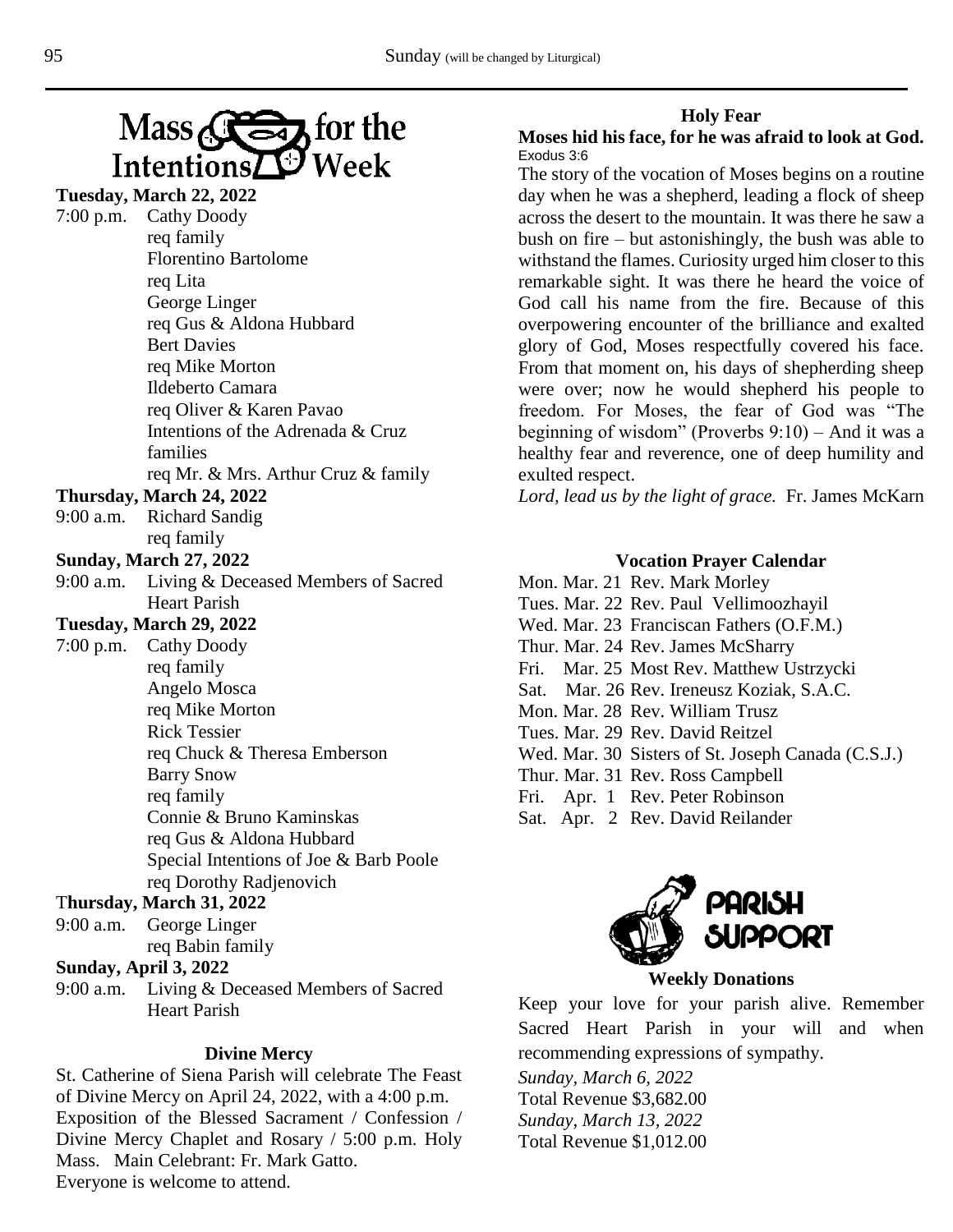# Mass Intentions for the Week

**Tuesday, March 22, 2022**

7:00 p.m. Cathy Doody
req family
Florentino Bartolome
req Lita
George Linger
req Gus & Aldona Hubbard
Bert Davies
req Mike Morton
Ildeberto Camara
req Oliver & Karen Pavao
Intentions of the Adrenada & Cruz families
req Mr. & Mrs. Arthur Cruz & family

**Thursday, March 24, 2022**

9:00 a.m. Richard Sandig
req family

**Sunday, March 27, 2022**

9:00 a.m. Living & Deceased Members of Sacred Heart Parish

**Tuesday, March 29, 2022**

7:00 p.m. Cathy Doody
req family
Angelo Mosca
req Mike Morton
Rick Tessier
req Chuck & Theresa Emberson
Barry Snow
req family
Connie & Bruno Kaminskas
req Gus & Aldona Hubbard
Special Intentions of Joe & Barb Poole
req Dorothy Radjenovich

**Thursday, March 31, 2022**

9:00 a.m. George Linger
req Babin family

**Sunday, April 3, 2022**

9:00 a.m. Living & Deceased Members of Sacred Heart Parish

### Divine Mercy

St. Catherine of Siena Parish will celebrate The Feast of Divine Mercy on April 24, 2022, with a 4:00 p.m. Exposition of the Blessed Sacrament / Confession / Divine Mercy Chaplet and Rosary / 5:00 p.m. Holy Mass. Main Celebrant: Fr. Mark Gatto.
Everyone is welcome to attend.

### Holy Fear

**Moses hid his face, for he was afraid to look at God.**
Exodus 3:6

The story of the vocation of Moses begins on a routine day when he was a shepherd, leading a flock of sheep across the desert to the mountain. It was there he saw a bush on fire – but astonishingly, the bush was able to withstand the flames. Curiosity urged him closer to this remarkable sight. It was there he heard the voice of God call his name from the fire. Because of this overpowering encounter of the brilliance and exalted glory of God, Moses respectfully covered his face. From that moment on, his days of shepherding sheep were over; now he would shepherd his people to freedom. For Moses, the fear of God was "The beginning of wisdom" (Proverbs 9:10) – And it was a healthy fear and reverence, one of deep humility and exulted respect.

*Lord, lead us by the light of grace.* Fr. James McKarn

### Vocation Prayer Calendar

Mon. Mar. 21 Rev. Mark Morley
Tues. Mar. 22 Rev. Paul Vellimoozhayil
Wed. Mar. 23 Franciscan Fathers (O.F.M.)
Thur. Mar. 24 Rev. James McSharry
Fri. Mar. 25 Most Rev. Matthew Ustrzycki
Sat. Mar. 26 Rev. Ireneusz Koziak, S.A.C.
Mon. Mar. 28 Rev. William Trusz
Tues. Mar. 29 Rev. David Reitzel
Wed. Mar. 30 Sisters of St. Joseph Canada (C.S.J.)
Thur. Mar. 31 Rev. Ross Campbell
Fri. Apr. 1 Rev. Peter Robinson
Sat. Apr. 2 Rev. David Reilander

## PARISH SUPPORT

### Weekly Donations

Keep your love for your parish alive. Remember Sacred Heart Parish in your will and when recommending expressions of sympathy.

*Sunday, March 6, 2022*
Total Revenue $3,682.00
*Sunday, March 13, 2022*
Total Revenue $1,012.00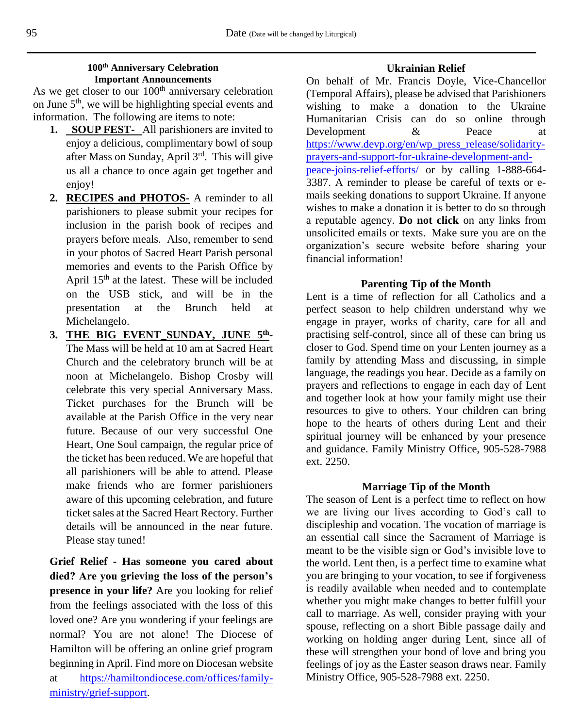## 100th Anniversary Celebration Important Announcements

As we get closer to our 100th anniversary celebration on June 5th, we will be highlighting special events and information. The following are items to note:

1. **SOUP FEST-** All parishioners are invited to enjoy a delicious, complimentary bowl of soup after Mass on Sunday, April 3rd. This will give us all a chance to once again get together and enjoy!
2. **RECIPES and PHOTOS-** A reminder to all parishioners to please submit your recipes for inclusion in the parish book of recipes and prayers before meals. Also, remember to send in your photos of Sacred Heart Parish personal memories and events to the Parish Office by April 15th at the latest. These will be included on the USB stick, and will be in the presentation at the Brunch held at Michelangelo.
3. **THE BIG EVENT SUNDAY, JUNE 5th-** The Mass will be held at 10 am at Sacred Heart Church and the celebratory brunch will be at noon at Michelangelo. Bishop Crosby will celebrate this very special Anniversary Mass. Ticket purchases for the Brunch will be available at the Parish Office in the very near future. Because of our very successful One Heart, One Soul campaign, the regular price of the ticket has been reduced. We are hopeful that all parishioners will be able to attend. Please make friends who are former parishioners aware of this upcoming celebration, and future ticket sales at the Sacred Heart Rectory. Further details will be announced in the near future. Please stay tuned!

**Grief Relief - Has someone you cared about died? Are you grieving the loss of the person's presence in your life?** Are you looking for relief from the feelings associated with the loss of this loved one? Are you wondering if your feelings are normal? You are not alone! The Diocese of Hamilton will be offering an online grief program beginning in April. Find more on Diocesan website at https://hamiltondiocese.com/offices/family-ministry/grief-support.

## Ukrainian Relief

On behalf of Mr. Francis Doyle, Vice-Chancellor (Temporal Affairs), please be advised that Parishioners wishing to make a donation to the Ukraine Humanitarian Crisis can do so online through Development & Peace at https://www.devp.org/en/wp_press_release/solidarity-prayers-and-support-for-ukraine-development-and-peace-joins-relief-efforts/ or by calling 1-888-664-3387. A reminder to please be careful of texts or e-mails seeking donations to support Ukraine. If anyone wishes to make a donation it is better to do so through a reputable agency. **Do not click** on any links from unsolicited emails or texts. Make sure you are on the organization's secure website before sharing your financial information!

## Parenting Tip of the Month

Lent is a time of reflection for all Catholics and a perfect season to help children understand why we engage in prayer, works of charity, care for all and practising self-control, since all of these can bring us closer to God. Spend time on your Lenten journey as a family by attending Mass and discussing, in simple language, the readings you hear. Decide as a family on prayers and reflections to engage in each day of Lent and together look at how your family might use their resources to give to others. Your children can bring hope to the hearts of others during Lent and their spiritual journey will be enhanced by your presence and guidance. Family Ministry Office, 905-528-7988 ext. 2250.

## Marriage Tip of the Month

The season of Lent is a perfect time to reflect on how we are living our lives according to God's call to discipleship and vocation. The vocation of marriage is an essential call since the Sacrament of Marriage is meant to be the visible sign or God's invisible love to the world. Lent then, is a perfect time to examine what you are bringing to your vocation, to see if forgiveness is readily available when needed and to contemplate whether you might make changes to better fulfill your call to marriage. As well, consider praying with your spouse, reflecting on a short Bible passage daily and working on holding anger during Lent, since all of these will strengthen your bond of love and bring you feelings of joy as the Easter season draws near. Family Ministry Office, 905-528-7988 ext. 2250.